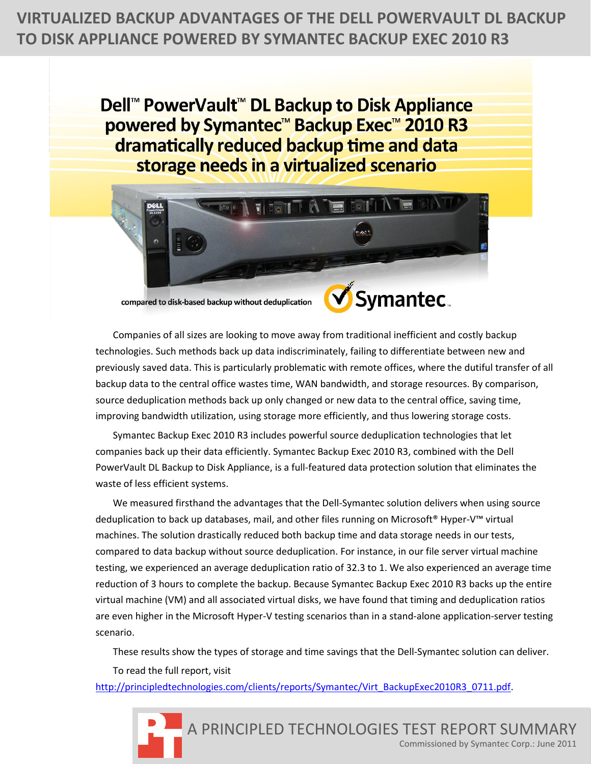# VIRTUALIZED BACKUP ADVANTAGES OF THE DELL POWERVAULT DL BACKUP TO DISK APPLIANCE POWERED BY SYMANTEC BACKUP EXEC 2010 R3

## Dell™ PowerVault™ DL Backup to Disk Appliance powered by Symantec™ Backup Exec™ 2010 R3 dramatically reduced backup time and data storage needs in a virtualized scenario

compared to disk-based backup without deduplication

Companies of all sizes are looking to move away from traditional inefficient and costly backup technologies. Such methods back up data indiscriminately, failing to differentiate between new and previously saved data. This is particularly problematic with remote offices, where the dutiful transfer of all backup data to the central office wastes time, WAN bandwidth, and storage resources. By comparison, source deduplication methods back up only changed or new data to the central office, saving time, improving bandwidth utilization, using storage more efficiently, and thus lowering storage costs.

Symantec Backup Exec 2010 R3 includes powerful source deduplication technologies that let companies back up their data efficiently. Symantec Backup Exec 2010 R3, combined with the Dell PowerVault DL Backup to Disk Appliance, is a full-featured data protection solution that eliminates the waste of less efficient systems.

We measured firsthand the advantages that the Dell-Symantec solution delivers when using source deduplication to back up databases, mail, and other files running on Microsoft® Hyper-V™ virtual machines. The solution drastically reduced both backup time and data storage needs in our tests, compared to data backup without source deduplication. For instance, in our file server virtual machine testing, we experienced an average deduplication ratio of 32.3 to 1. We also experienced an average time reduction of 3 hours to complete the backup. Because Symantec Backup Exec 2010 R3 backs up the entire virtual machine (VM) and all associated virtual disks, we have found that timing and deduplication ratios are even higher in the Microsoft Hyper-V testing scenarios than in a stand-alone application-server testing scenario.

These results show the types of storage and time savings that the Dell-Symantec solution can deliver.

To read the full report, visit http://principledtechnologies.com/clients/reports/Symantec/Virt_BackupExec2010R3_0711.pdf.

A PRINCIPLED TECHNOLOGIES TEST REPORT SUMMARY

Commissioned by Symantec Corp.: June 2011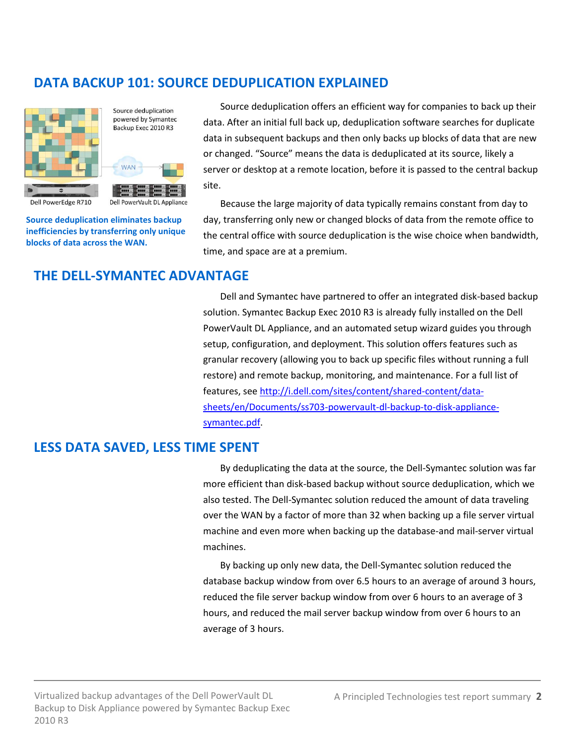## DATA BACKUP 101: SOURCE DEDUPLICATION EXPLAINED

Source deduplication powered by Symantec Backup Exec 2010 R3

WAN

Dell PowerEdge R710

Dell PowerVault DL Appliance

**Source deduplication eliminates backup inefficiencies by transferring only unique blocks of data across the WAN.**

Source deduplication offers an efficient way for companies to back up their data. After an initial full back up, deduplication software searches for duplicate data in subsequent backups and then only backs up blocks of data that are new or changed. "Source" means the data is deduplicated at its source, likely a server or desktop at a remote location, before it is passed to the central backup site.

Because the large majority of data typically remains constant from day to day, transferring only new or changed blocks of data from the remote office to the central office with source deduplication is the wise choice when bandwidth, time, and space are at a premium.

## THE DELL-SYMANTEC ADVANTAGE

Dell and Symantec have partnered to offer an integrated disk-based backup solution. Symantec Backup Exec 2010 R3 is already fully installed on the Dell PowerVault DL Appliance, and an automated setup wizard guides you through setup, configuration, and deployment. This solution offers features such as granular recovery (allowing you to back up specific files without running a full restore) and remote backup, monitoring, and maintenance. For a full list of features, see http://i.dell.com/sites/content/shared-content/data-sheets/en/Documents/ss703-powervault-dl-backup-to-disk-appliance-symantec.pdf.

## LESS DATA SAVED, LESS TIME SPENT

By deduplicating the data at the source, the Dell-Symantec solution was far more efficient than disk-based backup without source deduplication, which we also tested. The Dell-Symantec solution reduced the amount of data traveling over the WAN by a factor of more than 32 when backing up a file server virtual machine and even more when backing up the database-and mail-server virtual machines.

By backing up only new data, the Dell-Symantec solution reduced the database backup window from over 6.5 hours to an average of around 3 hours, reduced the file server backup window from over 6 hours to an average of 3 hours, and reduced the mail server backup window from over 6 hours to an average of 3 hours.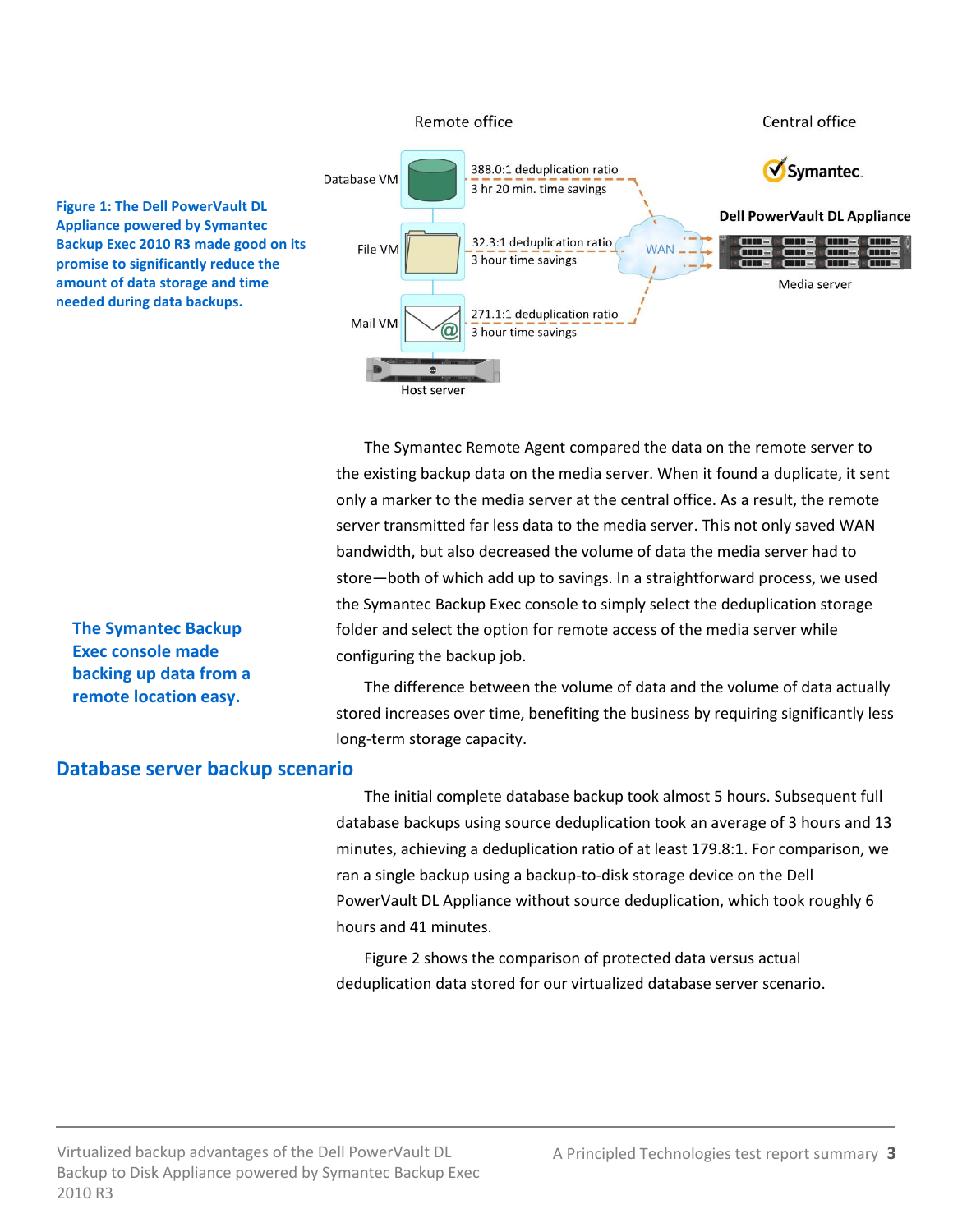Figure 1: The Dell PowerVault DL Appliance powered by Symantec Backup Exec 2010 R3 made good on its promise to significantly reduce the amount of data storage and time needed during data backups.

The Symantec Remote Agent compared the data on the remote server to the existing backup data on the media server. When it found a duplicate, it sent only a marker to the media server at the central office. As a result, the remote server transmitted far less data to the media server. This not only saved WAN bandwidth, but also decreased the volume of data the media server had to store—both of which add up to savings. In a straightforward process, we used the Symantec Backup Exec console to simply select the deduplication storage folder and select the option for remote access of the media server while configuring the backup job.

**The Symantec Backup Exec console made backing up data from a remote location easy.**

The difference between the volume of data and the volume of data actually stored increases over time, benefiting the business by requiring significantly less long-term storage capacity.

## Database server backup scenario

The initial complete database backup took almost 5 hours. Subsequent full database backups using source deduplication took an average of 3 hours and 13 minutes, achieving a deduplication ratio of at least 179.8:1. For comparison, we ran a single backup using a backup-to-disk storage device on the Dell PowerVault DL Appliance without source deduplication, which took roughly 6 hours and 41 minutes.

Figure 2 shows the comparison of protected data versus actual deduplication data stored for our virtualized database server scenario.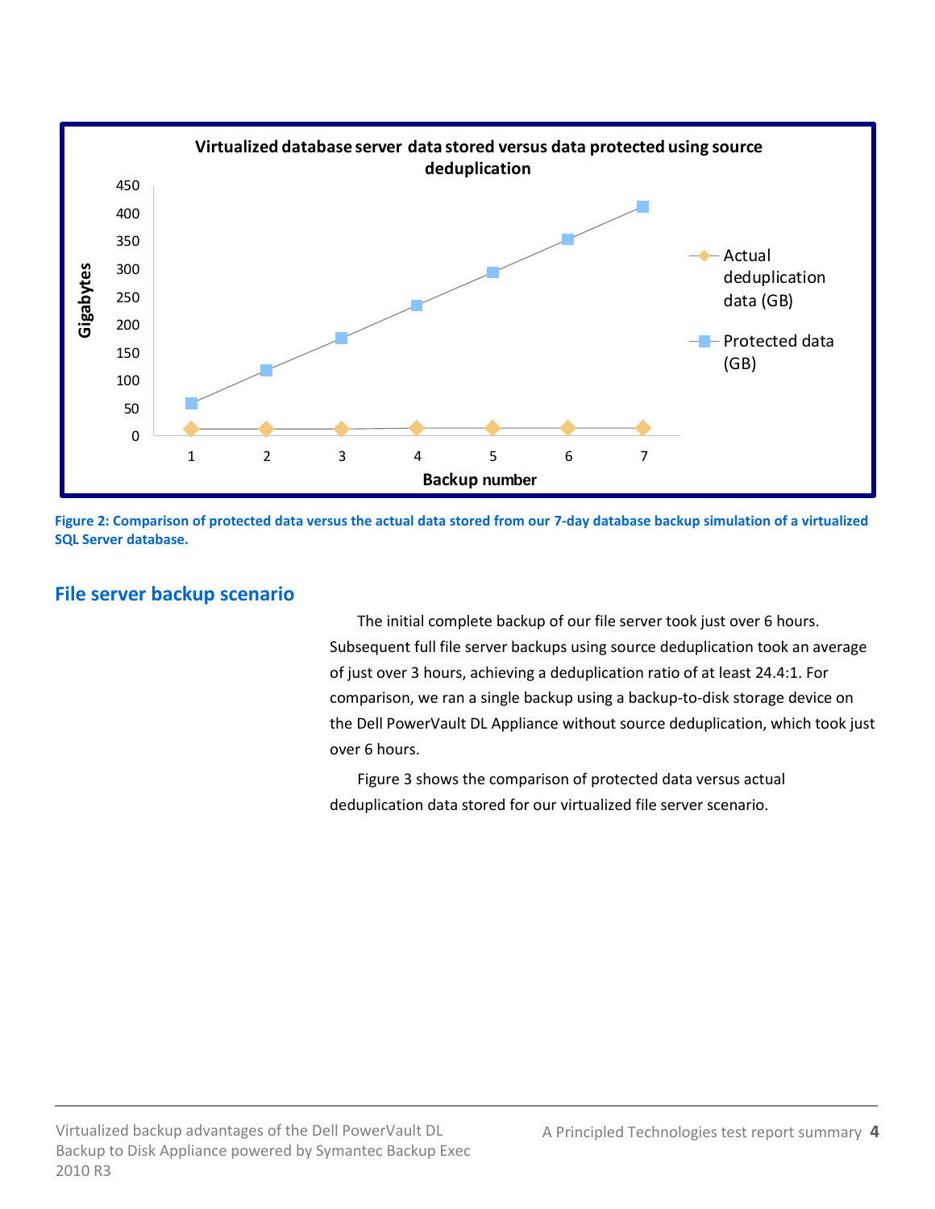**Virtualized database server data stored versus data protected using source deduplication**

Figure 2: Comparison of protected data versus the actual data stored from our 7-day database backup simulation of a virtualized SQL Server database.

## File server backup scenario

The initial complete backup of our file server took just over 6 hours. Subsequent full file server backups using source deduplication took an average of just over 3 hours, achieving a deduplication ratio of at least 24.4:1. For comparison, we ran a single backup using a backup-to-disk storage device on the Dell PowerVault DL Appliance without source deduplication, which took just over 6 hours.

Figure 3 shows the comparison of protected data versus actual deduplication data stored for our virtualized file server scenario.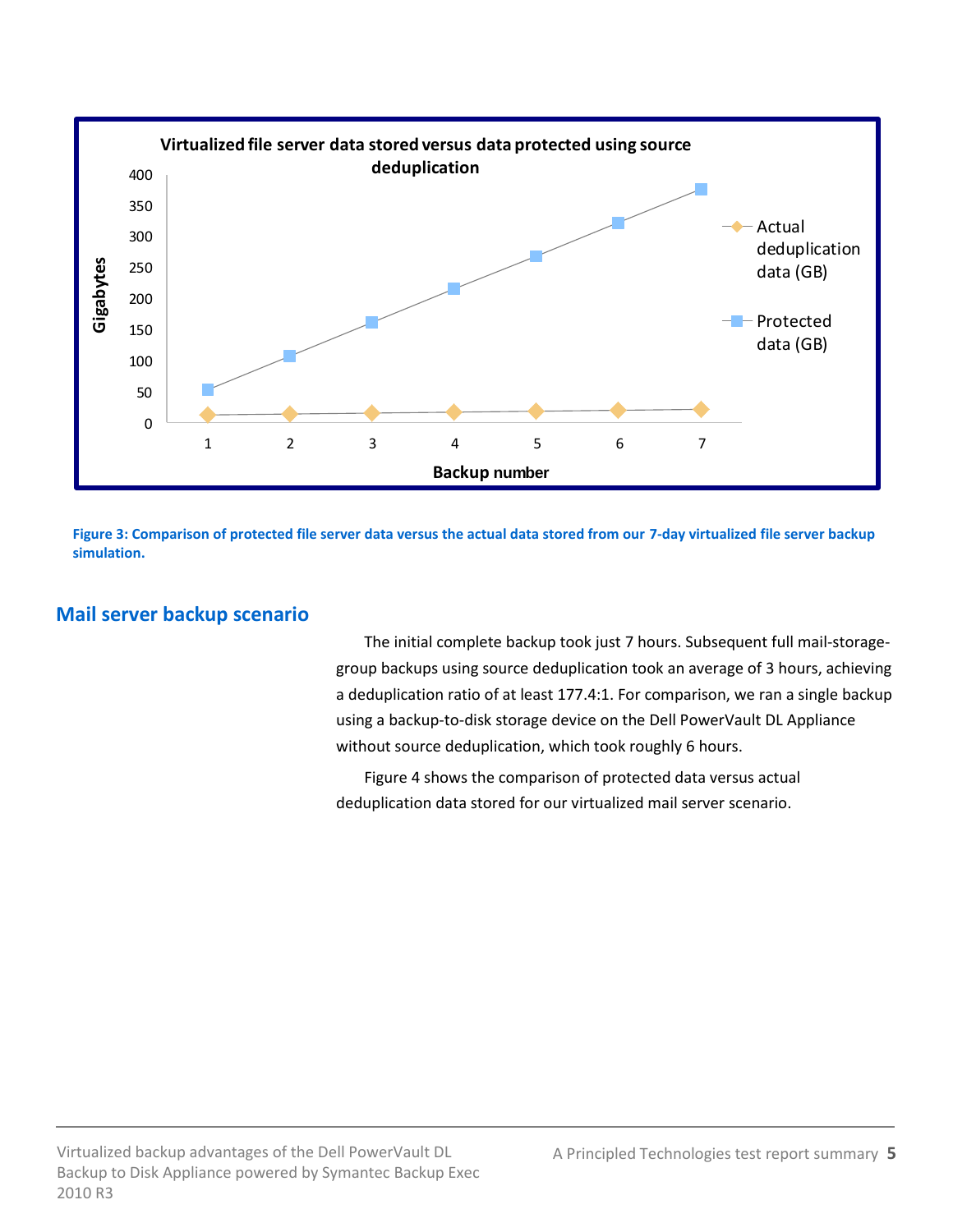Virtualized file server data stored versus data protected using source deduplication

Figure 3: Comparison of protected file server data versus the actual data stored from our 7-day virtualized file server backup simulation.

## Mail server backup scenario

The initial complete backup took just 7 hours. Subsequent full mail-storage-group backups using source deduplication took an average of 3 hours, achieving a deduplication ratio of at least 177.4:1. For comparison, we ran a single backup using a backup-to-disk storage device on the Dell PowerVault DL Appliance without source deduplication, which took roughly 6 hours.

Figure 4 shows the comparison of protected data versus actual deduplication data stored for our virtualized mail server scenario.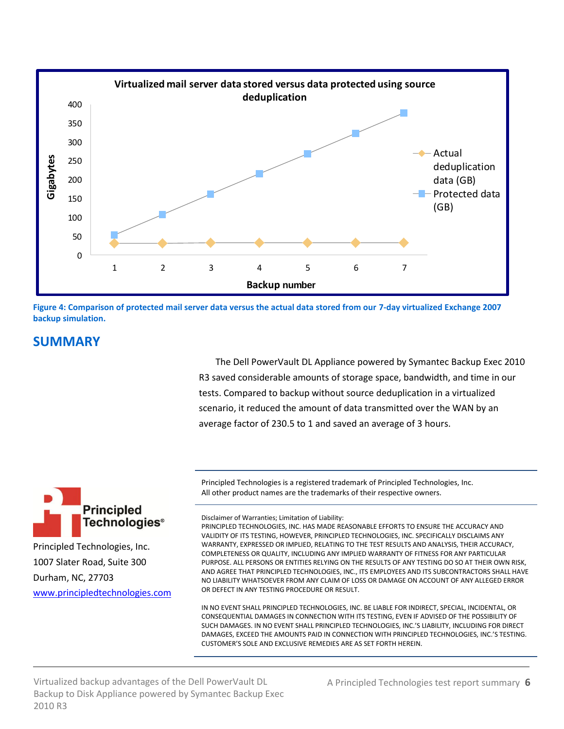Virtualized mail server data stored versus data protected using source deduplication

Gigabytes

400
350
300
250
200
150
100
50
0

1
2
3
4
5
6
7

Backup number

Actual deduplication data (GB)
Protected data (GB)

**Figure 4: Comparison of protected mail server data versus the actual data stored from our 7-day virtualized Exchange 2007 backup simulation.**

## SUMMARY

The Dell PowerVault DL Appliance powered by Symantec Backup Exec 2010 R3 saved considerable amounts of storage space, bandwidth, and time in our tests. Compared to backup without source deduplication in a virtualized scenario, it reduced the amount of data transmitted over the WAN by an average factor of 230.5 to 1 and saved an average of 3 hours.

Principled Technologies®

Principled Technologies, Inc.
1007 Slater Road, Suite 300
Durham, NC, 27703
[www.principledtechnologies.com](http://www.principledtechnologies.com)

Principled Technologies is a registered trademark of Principled Technologies, Inc.
All other product names are the trademarks of their respective owners.

Disclaimer of Warranties; Limitation of Liability:
PRINCIPLED TECHNOLOGIES, INC. HAS MADE REASONABLE EFFORTS TO ENSURE THE ACCURACY AND VALIDITY OF ITS TESTING, HOWEVER, PRINCIPLED TECHNOLOGIES, INC. SPECIFICALLY DISCLAIMS ANY WARRANTY, EXPRESSED OR IMPLIED, RELATING TO THE TEST RESULTS AND ANALYSIS, THEIR ACCURACY, COMPLETENESS OR QUALITY, INCLUDING ANY IMPLIED WARRANTY OF FITNESS FOR ANY PARTICULAR PURPOSE. ALL PERSONS OR ENTITIES RELYING ON THE RESULTS OF ANY TESTING DO SO AT THEIR OWN RISK, AND AGREE THAT PRINCIPLED TECHNOLOGIES, INC., ITS EMPLOYEES AND ITS SUBCONTRACTORS SHALL HAVE NO LIABILITY WHATSOEVER FROM ANY CLAIM OF LOSS OR DAMAGE ON ACCOUNT OF ANY ALLEGED ERROR OR DEFECT IN ANY TESTING PROCEDURE OR RESULT.

IN NO EVENT SHALL PRINCIPLED TECHNOLOGIES, INC. BE LIABLE FOR INDIRECT, SPECIAL, INCIDENTAL, OR CONSEQUENTIAL DAMAGES IN CONNECTION WITH ITS TESTING, EVEN IF ADVISED OF THE POSSIBILITY OF SUCH DAMAGES. IN NO EVENT SHALL PRINCIPLED TECHNOLOGIES, INC.'S LIABILITY, INCLUDING FOR DIRECT DAMAGES, EXCEED THE AMOUNTS PAID IN CONNECTION WITH PRINCIPLED TECHNOLOGIES, INC.'S TESTING. CUSTOMER'S SOLE AND EXCLUSIVE REMEDIES ARE AS SET FORTH HEREIN.